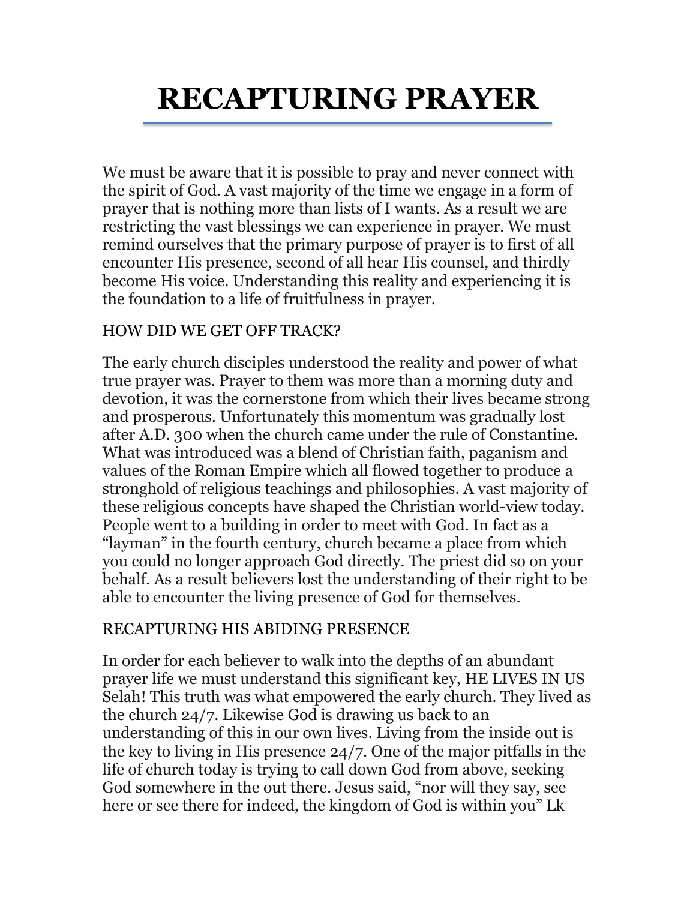# RECAPTURING PRAYER

We must be aware that it is possible to pray and never connect with the spirit of God. A vast majority of the time we engage in a form of prayer that is nothing more than lists of I wants. As a result we are restricting the vast blessings we can experience in prayer. We must remind ourselves that the primary purpose of prayer is to first of all encounter His presence, second of all hear His counsel, and thirdly become His voice. Understanding this reality and experiencing it is the foundation to a life of fruitfulness in prayer.

## HOW DID WE GET OFF TRACK?

The early church disciples understood the reality and power of what true prayer was. Prayer to them was more than a morning duty and devotion, it was the cornerstone from which their lives became strong and prosperous. Unfortunately this momentum was gradually lost after A.D. 300 when the church came under the rule of Constantine. What was introduced was a blend of Christian faith, paganism and values of the Roman Empire which all flowed together to produce a stronghold of religious teachings and philosophies. A vast majority of these religious concepts have shaped the Christian world-view today. People went to a building in order to meet with God. In fact as a "layman" in the fourth century, church became a place from which you could no longer approach God directly. The priest did so on your behalf. As a result believers lost the understanding of their right to be able to encounter the living presence of God for themselves.

## RECAPTURING HIS ABIDING PRESENCE

In order for each believer to walk into the depths of an abundant prayer life we must understand this significant key, HE LIVES IN US Selah! This truth was what empowered the early church. They lived as the church 24/7. Likewise God is drawing us back to an understanding of this in our own lives. Living from the inside out is the key to living in His presence 24/7. One of the major pitfalls in the life of church today is trying to call down God from above, seeking God somewhere in the out there. Jesus said, "nor will they say, see here or see there for indeed, the kingdom of God is within you" Lk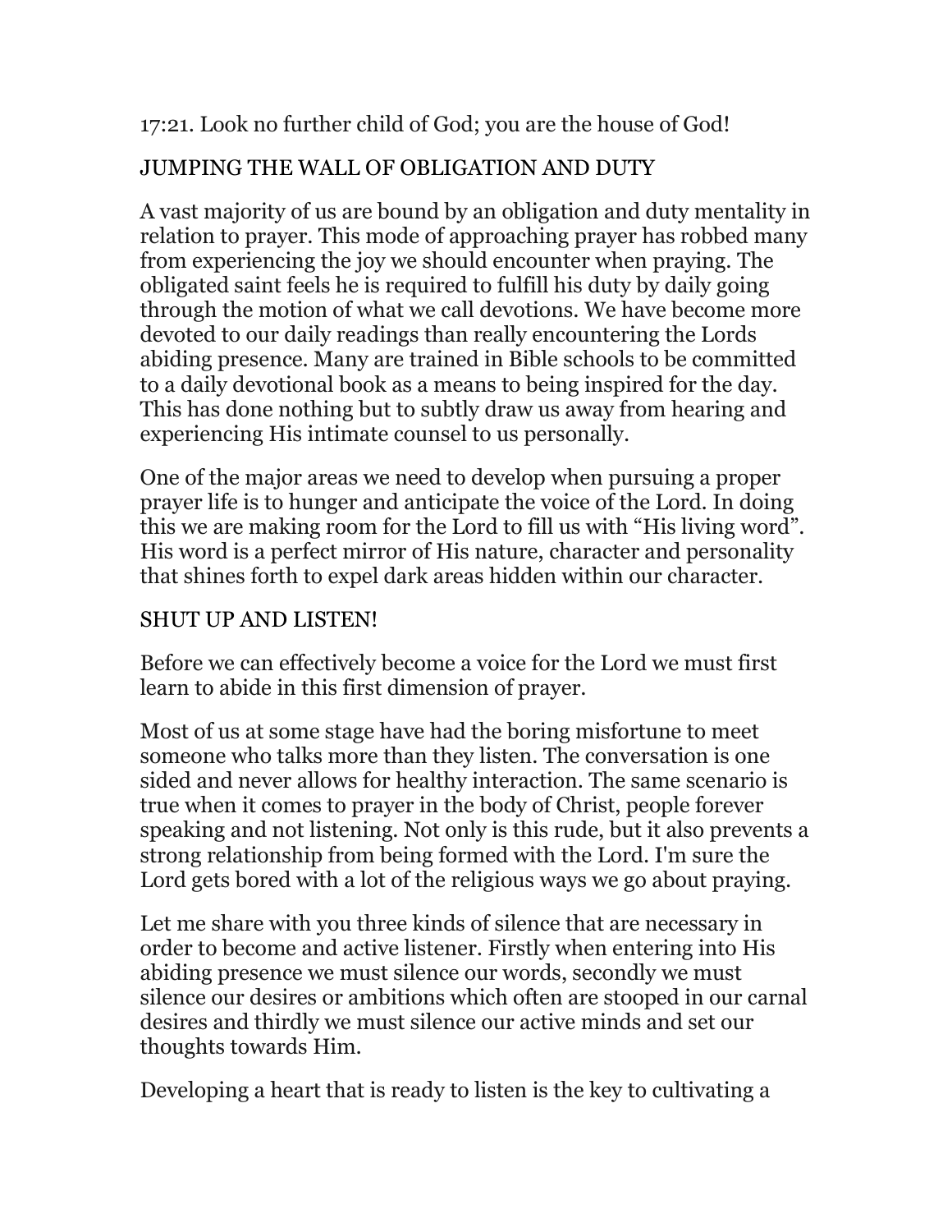17:21. Look no further child of God; you are the house of God!

## JUMPING THE WALL OF OBLIGATION AND DUTY

A vast majority of us are bound by an obligation and duty mentality in relation to prayer. This mode of approaching prayer has robbed many from experiencing the joy we should encounter when praying. The obligated saint feels he is required to fulfill his duty by daily going through the motion of what we call devotions. We have become more devoted to our daily readings than really encountering the Lords abiding presence. Many are trained in Bible schools to be committed to a daily devotional book as a means to being inspired for the day. This has done nothing but to subtly draw us away from hearing and experiencing His intimate counsel to us personally.

One of the major areas we need to develop when pursuing a proper prayer life is to hunger and anticipate the voice of the Lord. In doing this we are making room for the Lord to fill us with "His living word". His word is a perfect mirror of His nature, character and personality that shines forth to expel dark areas hidden within our character.

## SHUT UP AND LISTEN!

Before we can effectively become a voice for the Lord we must first learn to abide in this first dimension of prayer.

Most of us at some stage have had the boring misfortune to meet someone who talks more than they listen. The conversation is one sided and never allows for healthy interaction. The same scenario is true when it comes to prayer in the body of Christ, people forever speaking and not listening. Not only is this rude, but it also prevents a strong relationship from being formed with the Lord. I'm sure the Lord gets bored with a lot of the religious ways we go about praying.

Let me share with you three kinds of silence that are necessary in order to become and active listener. Firstly when entering into His abiding presence we must silence our words, secondly we must silence our desires or ambitions which often are stooped in our carnal desires and thirdly we must silence our active minds and set our thoughts towards Him.

Developing a heart that is ready to listen is the key to cultivating a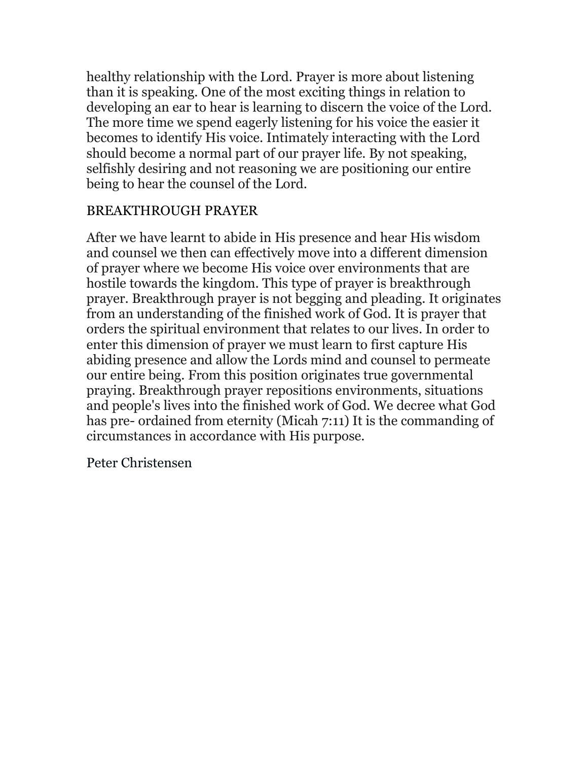healthy relationship with the Lord. Prayer is more about listening than it is speaking. One of the most exciting things in relation to developing an ear to hear is learning to discern the voice of the Lord. The more time we spend eagerly listening for his voice the easier it becomes to identify His voice. Intimately interacting with the Lord should become a normal part of our prayer life. By not speaking, selfishly desiring and not reasoning we are positioning our entire being to hear the counsel of the Lord.

## BREAKTHROUGH PRAYER

After we have learnt to abide in His presence and hear His wisdom and counsel we then can effectively move into a different dimension of prayer where we become His voice over environments that are hostile towards the kingdom. This type of prayer is breakthrough prayer. Breakthrough prayer is not begging and pleading. It originates from an understanding of the finished work of God. It is prayer that orders the spiritual environment that relates to our lives. In order to enter this dimension of prayer we must learn to first capture His abiding presence and allow the Lords mind and counsel to permeate our entire being. From this position originates true governmental praying. Breakthrough prayer repositions environments, situations and people's lives into the finished work of God. We decree what God has pre- ordained from eternity (Micah 7:11) It is the commanding of circumstances in accordance with His purpose.

Peter Christensen